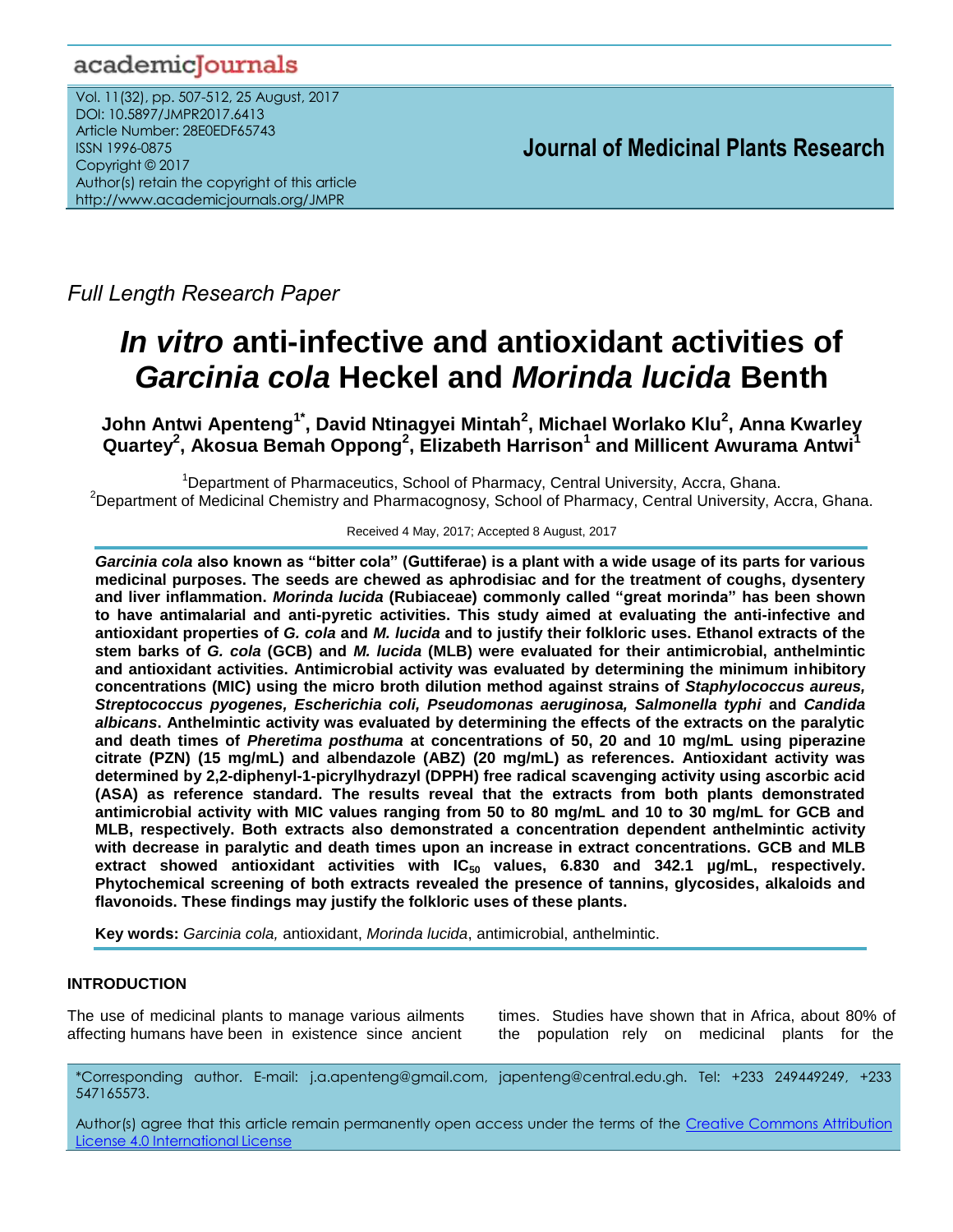*Full Length Research Paper*

# *In vitro* anti-infective and antioxidant activities of *Garcinia cola* Heckel and *Morinda lucida* Benth

**John Antwi Apenteng[1*], David Ntinagyei Mintah[2], Michael Worlako Klu[2], Anna Kwarley Quartey[2], Akosua Bemah Oppong[2], Elizabeth Harrison[1] and Millicent Awurama Antwi[1]**

[1]Department of Pharmaceutics, School of Pharmacy, Central University, Accra, Ghana.
[2]Department of Medicinal Chemistry and Pharmacognosy, School of Pharmacy, Central University, Accra, Ghana.

Received 4 May, 2017; Accepted 8 August, 2017

***Garcinia cola* also known as "bitter cola" (Guttiferae) is a plant with a wide usage of its parts for various medicinal purposes. The seeds are chewed as aphrodisiac and for the treatment of coughs, dysentery and liver inflammation. *Morinda lucida* (Rubiaceae) commonly called "great morinda" has been shown to have antimalarial and anti-pyretic activities. This study aimed at evaluating the anti-infective and antioxidant properties of *G. cola* and *M. lucida* and to justify their folkloric uses. Ethanol extracts of the stem barks of *G. cola* (GCB) and *M. lucida* (MLB) were evaluated for their antimicrobial, anthelmintic and antioxidant activities. Antimicrobial activity was evaluated by determining the minimum inhibitory concentrations (MIC) using the micro broth dilution method against strains of *Staphylococcus aureus, Streptococcus pyogenes, Escherichia coli, Pseudomonas aeruginosa, Salmonella typhi* and *Candida albicans*. Anthelmintic activity was evaluated by determining the effects of the extracts on the paralytic and death times of *Pheretima posthuma* at concentrations of 50, 20 and 10 mg/mL using piperazine citrate (PZN) (15 mg/mL) and albendazole (ABZ) (20 mg/mL) as references. Antioxidant activity was determined by 2,2-diphenyl-1-picrylhydrazyl (DPPH) free radical scavenging activity using ascorbic acid (ASA) as reference standard. The results reveal that the extracts from both plants demonstrated antimicrobial activity with MIC values ranging from 50 to 80 mg/mL and 10 to 30 mg/mL for GCB and MLB, respectively. Both extracts also demonstrated a concentration dependent anthelmintic activity with decrease in paralytic and death times upon an increase in extract concentrations. GCB and MLB extract showed antioxidant activities with $IC_{50}$ values, 6.830 and 342.1 µg/mL, respectively. Phytochemical screening of both extracts revealed the presence of tannins, glycosides, alkaloids and flavonoids. These findings may justify the folkloric uses of these plants.**

**Key words:** *Garcinia cola,* antioxidant, *Morinda lucida*, antimicrobial, anthelmintic.

## INTRODUCTION

The use of medicinal plants to manage various ailments affecting humans have been in existence since ancient times. Studies have shown that in Africa, about 80% of the population rely on medicinal plants for the

*Corresponding author. E-mail: j.a.apenteng@gmail.com, japenteng@central.edu.gh. Tel: +233 249449249, +233 547165573.

Author(s) agree that this article remain permanently open access under the terms of the Creative Commons Attribution License 4.0 International License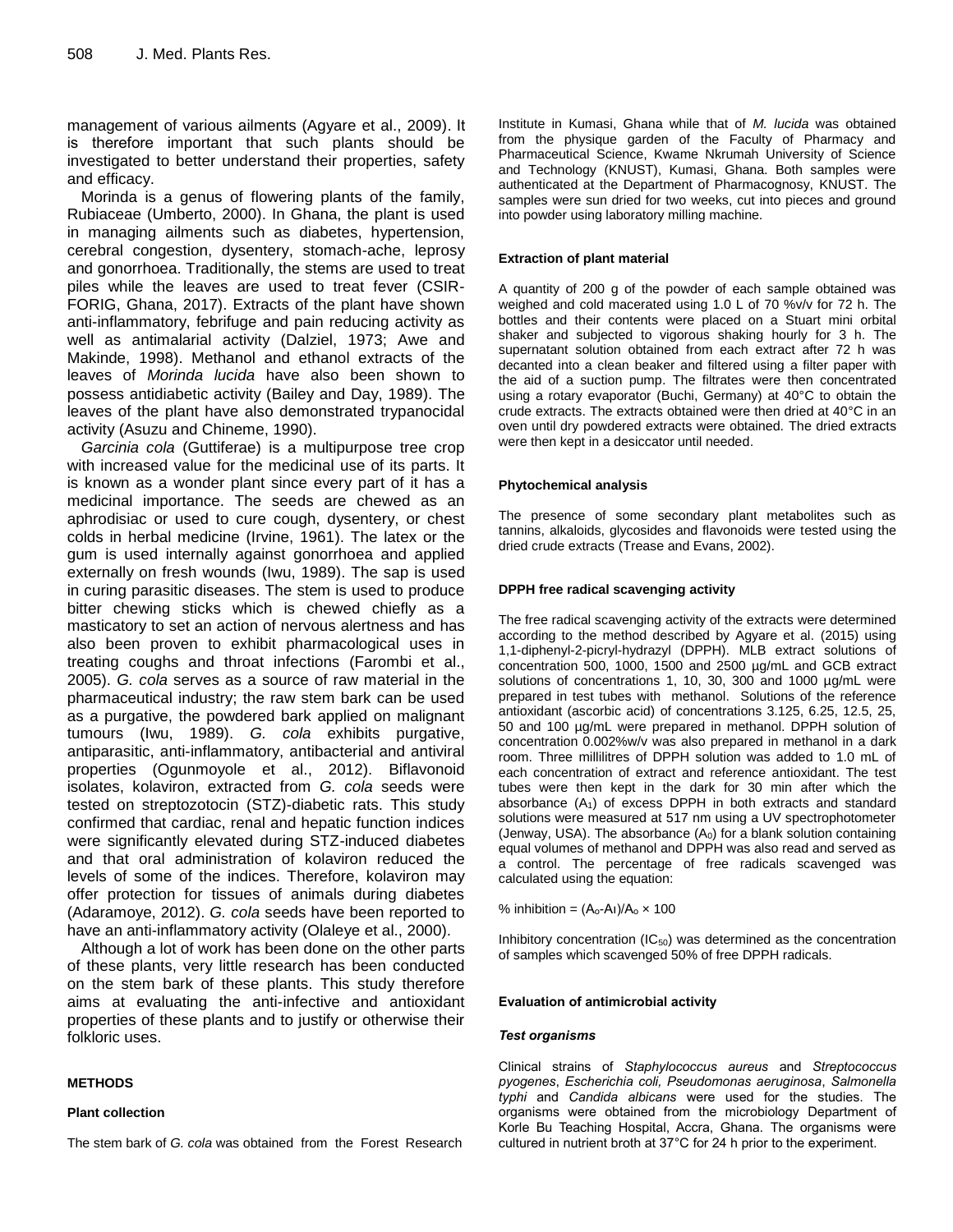management of various ailments (Agyare et al., 2009). It is therefore important that such plants should be investigated to better understand their properties, safety and efficacy.

Morinda is a genus of flowering plants of the family, Rubiaceae (Umberto, 2000). In Ghana, the plant is used in managing ailments such as diabetes, hypertension, cerebral congestion, dysentery, stomach-ache, leprosy and gonorrhoea. Traditionally, the stems are used to treat piles while the leaves are used to treat fever (CSIR-FORIG, Ghana, 2017). Extracts of the plant have shown anti-inflammatory, febrifuge and pain reducing activity as well as antimalarial activity (Dalziel, 1973; Awe and Makinde, 1998). Methanol and ethanol extracts of the leaves of *Morinda lucida* have also been shown to possess antidiabetic activity (Bailey and Day, 1989). The leaves of the plant have also demonstrated trypanocidal activity (Asuzu and Chineme, 1990).

*Garcinia cola* (Guttiferae) is a multipurpose tree crop with increased value for the medicinal use of its parts. It is known as a wonder plant since every part of it has a medicinal importance. The seeds are chewed as an aphrodisiac or used to cure cough, dysentery, or chest colds in herbal medicine (Irvine, 1961). The latex or the gum is used internally against gonorrhoea and applied externally on fresh wounds (Iwu, 1989). The sap is used in curing parasitic diseases. The stem is used to produce bitter chewing sticks which is chewed chiefly as a masticatory to set an action of nervous alertness and has also been proven to exhibit pharmacological uses in treating coughs and throat infections (Farombi et al., 2005). *G. cola* serves as a source of raw material in the pharmaceutical industry; the raw stem bark can be used as a purgative, the powdered bark applied on malignant tumours (Iwu, 1989). *G. cola* exhibits purgative, antiparasitic, anti-inflammatory, antibacterial and antiviral properties (Ogunmoyole et al., 2012). Biflavonoid isolates, kolaviron, extracted from *G. cola* seeds were tested on streptozotocin (STZ)-diabetic rats. This study confirmed that cardiac, renal and hepatic function indices were significantly elevated during STZ-induced diabetes and that oral administration of kolaviron reduced the levels of some of the indices. Therefore, kolaviron may offer protection for tissues of animals during diabetes (Adaramoye, 2012). *G. cola* seeds have been reported to have an anti-inflammatory activity (Olaleye et al., 2000).

Although a lot of work has been done on the other parts of these plants, very little research has been conducted on the stem bark of these plants. This study therefore aims at evaluating the anti-infective and antioxidant properties of these plants and to justify or otherwise their folkloric uses.

## METHODS

### Plant collection

The stem bark of *G. cola* was obtained from the Forest Research Institute in Kumasi, Ghana while that of *M. lucida* was obtained from the physique garden of the Faculty of Pharmacy and Pharmaceutical Science, Kwame Nkrumah University of Science and Technology (KNUST), Kumasi, Ghana. Both samples were authenticated at the Department of Pharmacognosy, KNUST. The samples were sun dried for two weeks, cut into pieces and ground into powder using laboratory milling machine.

### Extraction of plant material

A quantity of 200 g of the powder of each sample obtained was weighed and cold macerated using 1.0 L of 70 %v/v for 72 h. The bottles and their contents were placed on a Stuart mini orbital shaker and subjected to vigorous shaking hourly for 3 h. The supernatant solution obtained from each extract after 72 h was decanted into a clean beaker and filtered using a filter paper with the aid of a suction pump. The filtrates were then concentrated using a rotary evaporator (Buchi, Germany) at 40°C to obtain the crude extracts. The extracts obtained were then dried at 40°C in an oven until dry powdered extracts were obtained. The dried extracts were then kept in a desiccator until needed.

### Phytochemical analysis

The presence of some secondary plant metabolites such as tannins, alkaloids, glycosides and flavonoids were tested using the dried crude extracts (Trease and Evans, 2002).

### DPPH free radical scavenging activity

The free radical scavenging activity of the extracts were determined according to the method described by Agyare et al. (2015) using 1,1-diphenyl-2-picryl-hydrazyl (DPPH). MLB extract solutions of concentration 500, 1000, 1500 and 2500 µg/mL and GCB extract solutions of concentrations 1, 10, 30, 300 and 1000 µg/mL were prepared in test tubes with methanol. Solutions of the reference antioxidant (ascorbic acid) of concentrations 3.125, 6.25, 12.5, 25, 50 and 100 µg/mL were prepared in methanol. DPPH solution of concentration 0.002%w/v was also prepared in methanol in a dark room. Three millilitres of DPPH solution was added to 1.0 mL of each concentration of extract and reference antioxidant. The test tubes were then kept in the dark for 30 min after which the absorbance ($A_1$) of excess DPPH in both extracts and standard solutions were measured at 517 nm using a UV spectrophotometer (Jenway, USA). The absorbance ($A_0$) for a blank solution containing equal volumes of methanol and DPPH was also read and served as a control. The percentage of free radicals scavenged was calculated using the equation:

$$\% \text{ inhibition} = (A_o - A_I)/A_o \times 100$$

Inhibitory concentration ($IC_{50}$) was determined as the concentration of samples which scavenged 50% of free DPPH radicals.

### Evaluation of antimicrobial activity

#### *Test organisms*

Clinical strains of *Staphylococcus aureus* and *Streptococcus pyogenes*, *Escherichia coli, Pseudomonas aeruginosa*, *Salmonella typhi* and *Candida albicans* were used for the studies. The organisms were obtained from the microbiology Department of Korle Bu Teaching Hospital, Accra, Ghana. The organisms were cultured in nutrient broth at 37°C for 24 h prior to the experiment.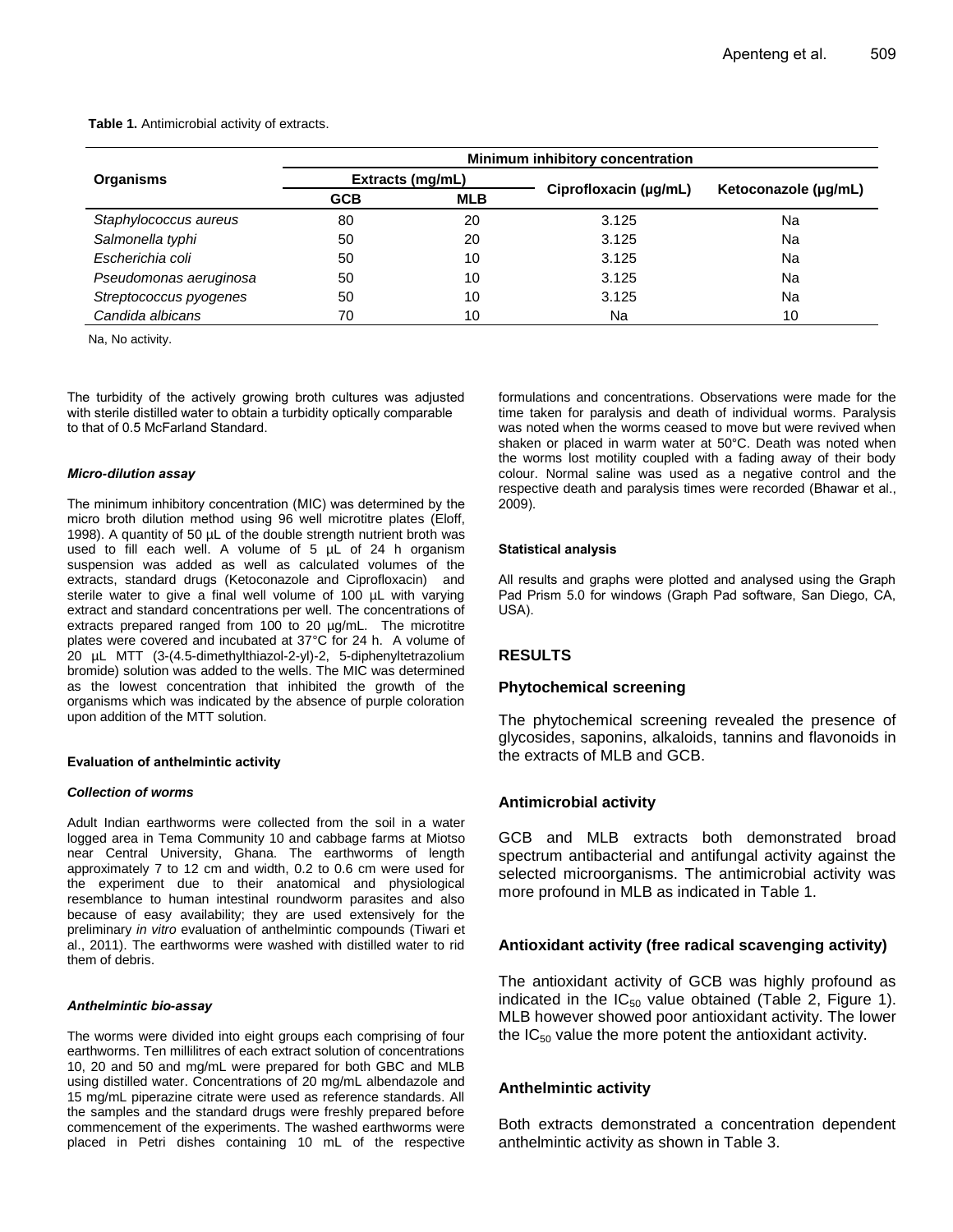**Table 1.** Antimicrobial activity of extracts.

| Organisms | Minimum inhibitory concentration | | | |
|---|---|---|---|---|
| | Extracts (mg/mL) | | Ciprofloxacin (μg/mL) | Ketoconazole (μg/mL) |
| | GCB | MLB | | |
| *Staphylococcus aureus* | 80 | 20 | 3.125 | Na |
| *Salmonella typhi* | 50 | 20 | 3.125 | Na |
| *Escherichia coli* | 50 | 10 | 3.125 | Na |
| *Pseudomonas aeruginosa* | 50 | 10 | 3.125 | Na |
| *Streptococcus pyogenes* | 50 | 10 | 3.125 | Na |
| *Candida albicans* | 70 | 10 | Na | 10 |

Na, No activity.

The turbidity of the actively growing broth cultures was adjusted with sterile distilled water to obtain a turbidity optically comparable to that of 0.5 McFarland Standard.

#### *Micro-dilution assay*

The minimum inhibitory concentration (MIC) was determined by the micro broth dilution method using 96 well microtitre plates (Eloff, 1998). A quantity of 50 µL of the double strength nutrient broth was used to fill each well. A volume of 5 µL of 24 h organism suspension was added as well as calculated volumes of the extracts, standard drugs (Ketoconazole and Ciprofloxacin) and sterile water to give a final well volume of 100 µL with varying extract and standard concentrations per well. The concentrations of extracts prepared ranged from 100 to 20 µg/mL. The microtitre plates were covered and incubated at 37°C for 24 h. A volume of 20 µL MTT (3-(4.5-dimethylthiazol-2-yl)-2, 5-diphenyltetrazolium bromide) solution was added to the wells. The MIC was determined as the lowest concentration that inhibited the growth of the organisms which was indicated by the absence of purple coloration upon addition of the MTT solution.

### Evaluation of anthelmintic activity

#### *Collection of worms*

Adult Indian earthworms were collected from the soil in a water logged area in Tema Community 10 and cabbage farms at Miotso near Central University, Ghana. The earthworms of length approximately 7 to 12 cm and width, 0.2 to 0.6 cm were used for the experiment due to their anatomical and physiological resemblance to human intestinal roundworm parasites and also because of easy availability; they are used extensively for the preliminary *in vitro* evaluation of anthelmintic compounds (Tiwari et al., 2011). The earthworms were washed with distilled water to rid them of debris.

#### *Anthelmintic bio-assay*

The worms were divided into eight groups each comprising of four earthworms. Ten millilitres of each extract solution of concentrations 10, 20 and 50 and mg/mL were prepared for both GBC and MLB using distilled water. Concentrations of 20 mg/mL albendazole and 15 mg/mL piperazine citrate were used as reference standards. All the samples and the standard drugs were freshly prepared before commencement of the experiments. The washed earthworms were placed in Petri dishes containing 10 mL of the respective formulations and concentrations. Observations were made for the time taken for paralysis and death of individual worms. Paralysis was noted when the worms ceased to move but were revived when shaken or placed in warm water at 50°C. Death was noted when the worms lost motility coupled with a fading away of their body colour. Normal saline was used as a negative control and the respective death and paralysis times were recorded (Bhawar et al., 2009).

### Statistical analysis

All results and graphs were plotted and analysed using the Graph Pad Prism 5.0 for windows (Graph Pad software, San Diego, CA, USA).

## RESULTS

### Phytochemical screening

The phytochemical screening revealed the presence of glycosides, saponins, alkaloids, tannins and flavonoids in the extracts of MLB and GCB.

### Antimicrobial activity

GCB and MLB extracts both demonstrated broad spectrum antibacterial and antifungal activity against the selected microorganisms. The antimicrobial activity was more profound in MLB as indicated in Table 1.

### Antioxidant activity (free radical scavenging activity)

The antioxidant activity of GCB was highly profound as indicated in the $IC_{50}$ value obtained (Table 2, Figure 1). MLB however showed poor antioxidant activity. The lower the $IC_{50}$ value the more potent the antioxidant activity.

### Anthelmintic activity

Both extracts demonstrated a concentration dependent anthelmintic activity as shown in Table 3.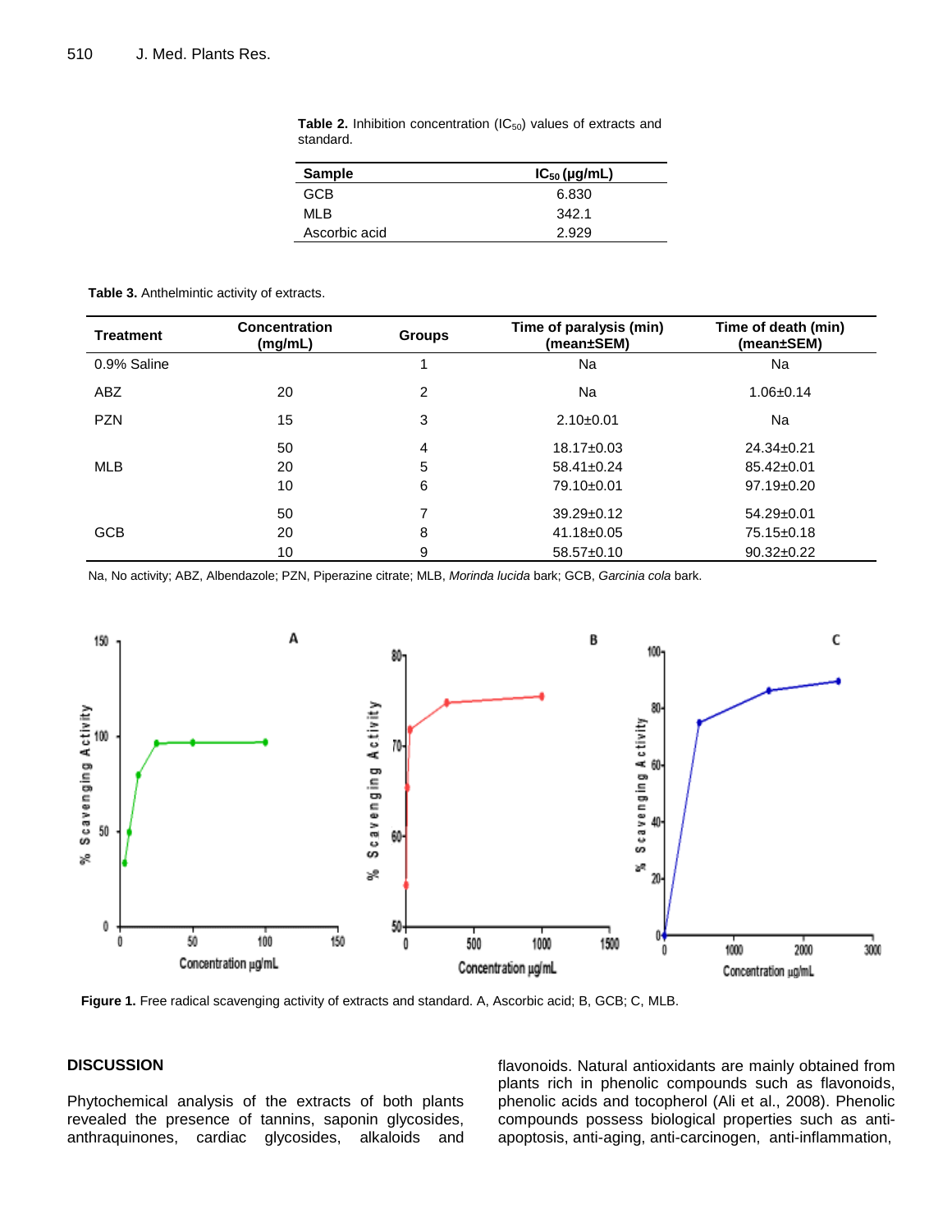**Table 2.** Inhibition concentration ($IC_{50}$) values of extracts and standard.

| Sample | $IC_{50}$ (µg/mL) |
|---|---|
| GCB | 6.830 |
| MLB | 342.1 |
| Ascorbic acid | 2.929 |

**Table 3.** Anthelmintic activity of extracts.

| Treatment | Concentration (mg/mL) | Groups | Time of paralysis (min) (mean±SEM) | Time of death (min) (mean±SEM) |
|---|---|---|---|---|
| 0.9% Saline | | 1 | Na | Na |
| ABZ | 20 | 2 | Na | 1.06±0.14 |
| PZN | 15 | 3 | 2.10±0.01 | Na |
| MLB | 50 | 4 | 18.17±0.03 | 24.34±0.21 |
| | 20 | 5 | 58.41±0.24 | 85.42±0.01 |
| | 10 | 6 | 79.10±0.01 | 97.19±0.20 |
| GCB | 50 | 7 | 39.29±0.12 | 54.29±0.01 |
| | 20 | 8 | 41.18±0.05 | 75.15±0.18 |
| | 10 | 9 | 58.57±0.10 | 90.32±0.22 |

Na, No activity; ABZ, Albendazole; PZN, Piperazine citrate; MLB, *Morinda lucida* bark; GCB, *Garcinia cola* bark.

**Figure 1.** Free radical scavenging activity of extracts and standard. A, Ascorbic acid; B, GCB; C, MLB.

## DISCUSSION

Phytochemical analysis of the extracts of both plants revealed the presence of tannins, saponin glycosides, anthraquinones, cardiac glycosides, alkaloids and flavonoids. Natural antioxidants are mainly obtained from plants rich in phenolic compounds such as flavonoids, phenolic acids and tocopherol (Ali et al., 2008). Phenolic compounds possess biological properties such as anti-apoptosis, anti-aging, anti-carcinogen, anti-inflammation,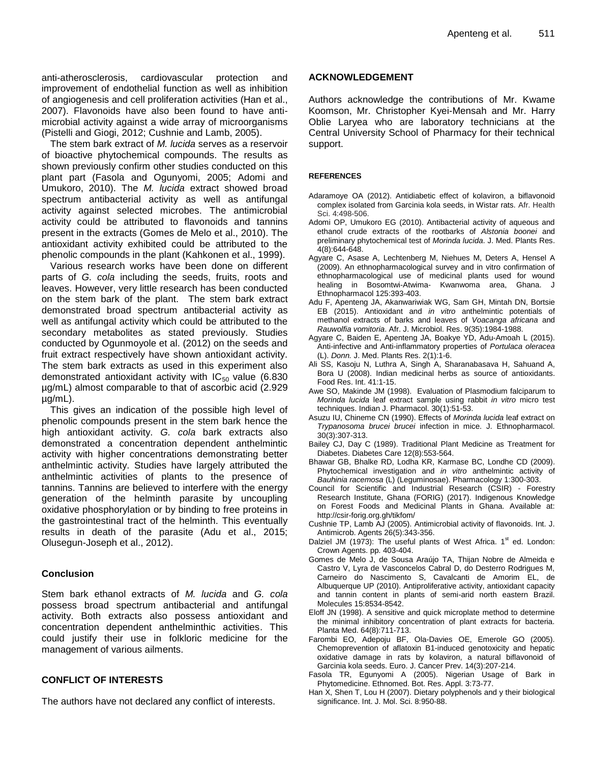anti-atherosclerosis, cardiovascular protection and improvement of endothelial function as well as inhibition of angiogenesis and cell proliferation activities (Han et al., 2007). Flavonoids have also been found to have anti-microbial activity against a wide array of microorganisms (Pistelli and Giogi, 2012; Cushnie and Lamb, 2005).

The stem bark extract of *M. lucida* serves as a reservoir of bioactive phytochemical compounds. The results as shown previously confirm other studies conducted on this plant part (Fasola and Ogunyomi, 2005; Adomi and Umukoro, 2010). The *M. lucida* extract showed broad spectrum antibacterial activity as well as antifungal activity against selected microbes. The antimicrobial activity could be attributed to flavonoids and tannins present in the extracts (Gomes de Melo et al., 2010). The antioxidant activity exhibited could be attributed to the phenolic compounds in the plant (Kahkonen et al., 1999).

Various research works have been done on different parts of *G. cola* including the seeds, fruits, roots and leaves. However, very little research has been conducted on the stem bark of the plant. The stem bark extract demonstrated broad spectrum antibacterial activity as well as antifungal activity which could be attributed to the secondary metabolites as stated previously. Studies conducted by Ogunmoyole et al. (2012) on the seeds and fruit extract respectively have shown antioxidant activity. The stem bark extracts as used in this experiment also demonstrated antioxidant activity with $IC_{50}$ value (6.830 µg/mL) almost comparable to that of ascorbic acid (2.929 µg/mL).

This gives an indication of the possible high level of phenolic compounds present in the stem bark hence the high antioxidant activity. *G. cola* bark extracts also demonstrated a concentration dependent anthelmintic activity with higher concentrations demonstrating better anthelmintic activity. Studies have largely attributed the anthelmintic activities of plants to the presence of tannins. Tannins are believed to interfere with the energy generation of the helminth parasite by uncoupling oxidative phosphorylation or by binding to free proteins in the gastrointestinal tract of the helminth. This eventually results in death of the parasite (Adu et al., 2015; Olusegun-Joseph et al., 2012).

## Conclusion

Stem bark ethanol extracts of *M. lucida* and *G. cola* possess broad spectrum antibacterial and antifungal activity. Both extracts also possess antioxidant and concentration dependent anthelminthic activities. This could justify their use in folkloric medicine for the management of various ailments.

## CONFLICT OF INTERESTS

The authors have not declared any conflict of interests.

## ACKNOWLEDGEMENT

Authors acknowledge the contributions of Mr. Kwame Koomson, Mr. Christopher Kyei-Mensah and Mr. Harry Oblie Laryea who are laboratory technicians at the Central University School of Pharmacy for their technical support.

## REFERENCES

Adaramoye OA (2012). Antidiabetic effect of kolaviron, a biflavonoid complex isolated from Garcinia kola seeds, in Wistar rats. Afr. Health Sci. 4:498-506.

Adomi OP, Umukoro EG (2010). Antibacterial activity of aqueous and ethanol crude extracts of the rootbarks of *Alstonia boonei* and preliminary phytochemical test of *Morinda lucida*. J. Med. Plants Res. 4(8):644-648.

Agyare C, Asase A, Lechtenberg M, Niehues M, Deters A, Hensel A (2009). An ethnopharmacological survey and in vitro confirmation of ethnopharmacological use of medicinal plants used for wound healing in Bosomtwi-Atwima- Kwanwoma area, Ghana. J Ethnopharmacol 125:393-403.

Adu F, Apenteng JA, Akanwariwiak WG, Sam GH, Mintah DN, Bortsie EB (2015). Antioxidant and *in vitro* anthelmintic potentials of methanol extracts of barks and leaves of *Voacanga africana* and *Rauwolfia vomitoria*. Afr. J. Microbiol. Res. 9(35):1984-1988.

Agyare C, Baiden E, Apenteng JA, Boakye YD, Adu-Amoah L (2015). Anti-infective and Anti-inflammatory properties of *Portulaca oleracea* (L). *Donn.* J. Med. Plants Res. 2(1):1-6.

Ali SS, Kasoju N, Luthra A, Singh A, Sharanabasava H, Sahuand A, Bora U (2008). Indian medicinal herbs as source of antioxidants. Food Res. Int. 41:1-15.

Awe SO, Makinde JM (1998). Evaluation of Plasmodium falciparum to *Morinda lucida* leaf extract sample using rabbit *in vitro* micro test techniques. Indian J. Pharmacol. 30(1):51-53.

Asuzu IU, Chineme CN (1990). Effects of *Morinda lucida* leaf extract on *Trypanosoma brucei brucei* infection in mice. J. Ethnopharmacol. 30(3):307-313.

Bailey CJ, Day C (1989). Traditional Plant Medicine as Treatment for Diabetes. Diabetes Care 12(8):553-564.

Bhawar GB, Bhalke RD, Lodha KR, Karmase BC, Londhe CD (2009). Phytochemical investigation and *in vitro* anthelmintic activity of *Bauhinia racemosa* (L) (Leguminosae). Pharmacology 1:300-303.

Council for Scientific and Industrial Research (CSIR) - Forestry Research Institute, Ghana (FORIG) (2017). Indigenous Knowledge on Forest Foods and Medicinal Plants in Ghana. Available at: http://csir-forig.org.gh/tikfom/

Cushnie TP, Lamb AJ (2005). Antimicrobial activity of flavonoids. Int. J. Antimicrob. Agents 26(5):343-356.

Dalziel JM (1973): The useful plants of West Africa. 1st ed. London: Crown Agents. pp. 403-404.

Gomes de Melo J, de Sousa Araújo TA, Thijan Nobre de Almeida e Castro V, Lyra de Vasconcelos Cabral D, do Desterro Rodrigues M, Carneiro do Nascimento S, Cavalcanti de Amorim EL, de Albuquerque UP (2010). Antiproliferative activity, antioxidant capacity and tannin content in plants of semi-arid north eastern Brazil. Molecules 15:8534-8542.

Eloff JN (1998). A sensitive and quick microplate method to determine the minimal inhibitory concentration of plant extracts for bacteria. Planta Med. 64(8):711-713.

Farombi EO, Adepoju BF, Ola-Davies OE, Emerole GO (2005). Chemoprevention of aflatoxin B1-induced genotoxicity and hepatic oxidative damage in rats by kolaviron, a natural biflavonoid of Garcinia kola seeds. Euro. J. Cancer Prev. 14(3):207-214.

Fasola TR, Egunyomi A (2005). Nigerian Usage of Bark in Phytomedicine. Ethnomed. Bot. Res. Appl. 3:73-77.

Han X, Shen T, Lou H (2007). Dietary polyphenols and y their biological significance. Int. J. Mol. Sci. 8:950-88.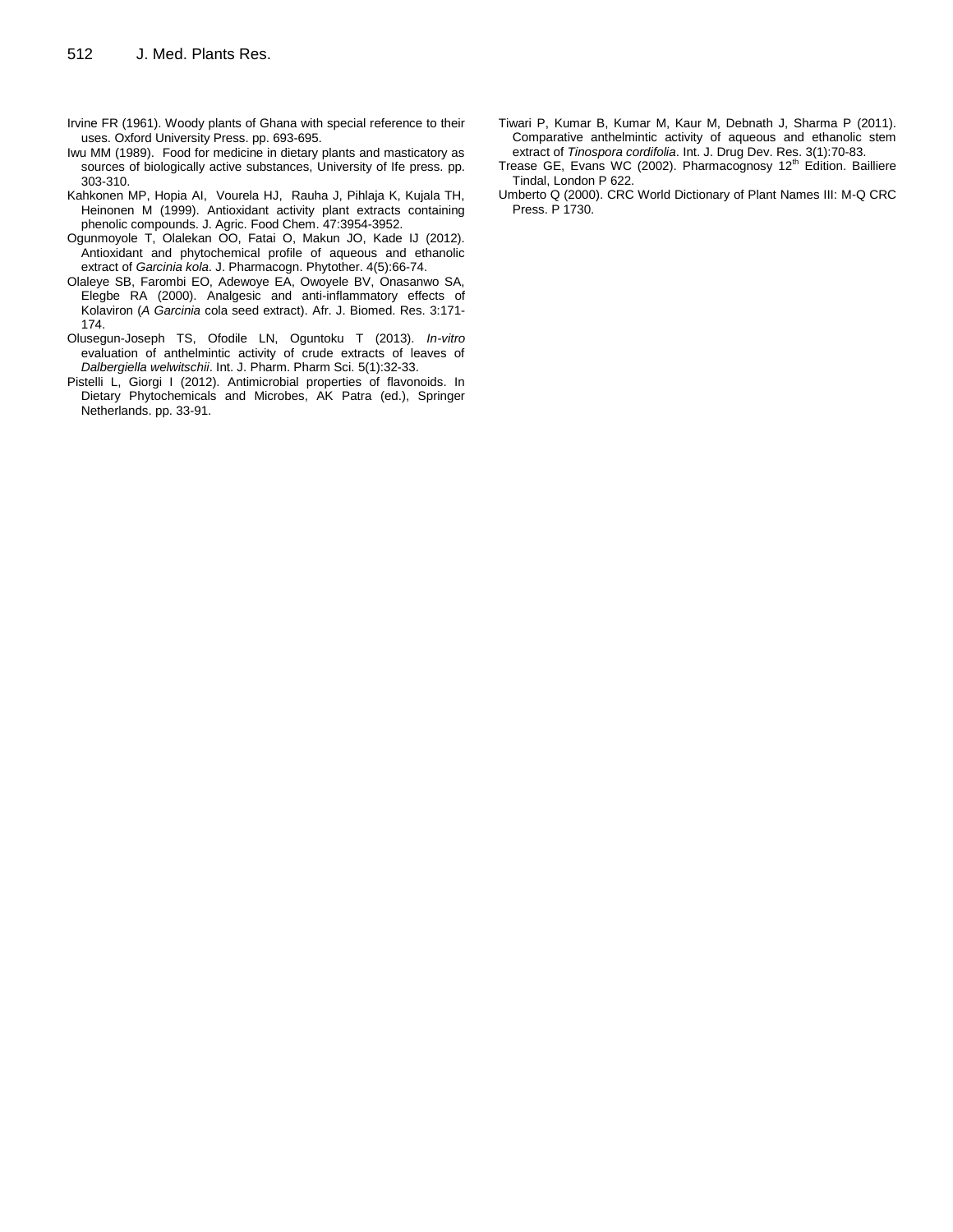Irvine FR (1961). Woody plants of Ghana with special reference to their uses. Oxford University Press. pp. 693-695.

Iwu MM (1989). Food for medicine in dietary plants and masticatory as sources of biologically active substances, University of Ife press. pp. 303-310.

Kahkonen MP, Hopia AI, Vourela HJ, Rauha J, Pihlaja K, Kujala TH, Heinonen M (1999). Antioxidant activity plant extracts containing phenolic compounds. J. Agric. Food Chem. 47:3954-3952.

Ogunmoyole T, Olalekan OO, Fatai O, Makun JO, Kade IJ (2012). Antioxidant and phytochemical profile of aqueous and ethanolic extract of *Garcinia kola*. J. Pharmacogn. Phytother. 4(5):66-74.

Olaleye SB, Farombi EO, Adewoye EA, Owoyele BV, Onasanwo SA, Elegbe RA (2000). Analgesic and anti-inflammatory effects of Kolaviron (*A Garcinia* cola seed extract). Afr. J. Biomed. Res. 3:171-174.

Olusegun-Joseph TS, Ofodile LN, Oguntoku T (2013). *In-vitro* evaluation of anthelmintic activity of crude extracts of leaves of *Dalbergiella welwitschii*. Int. J. Pharm. Pharm Sci. 5(1):32-33.

Pistelli L, Giorgi I (2012). Antimicrobial properties of flavonoids. In Dietary Phytochemicals and Microbes, AK Patra (ed.), Springer Netherlands. pp. 33-91.

Tiwari P, Kumar B, Kumar M, Kaur M, Debnath J, Sharma P (2011). Comparative anthelmintic activity of aqueous and ethanolic stem extract of *Tinospora cordifolia*. Int. J. Drug Dev. Res. 3(1):70-83.

Trease GE, Evans WC (2002). Pharmacognosy 12th Edition. Bailliere Tindal, London P 622.

Umberto Q (2000). CRC World Dictionary of Plant Names III: M-Q CRC Press. P 1730.